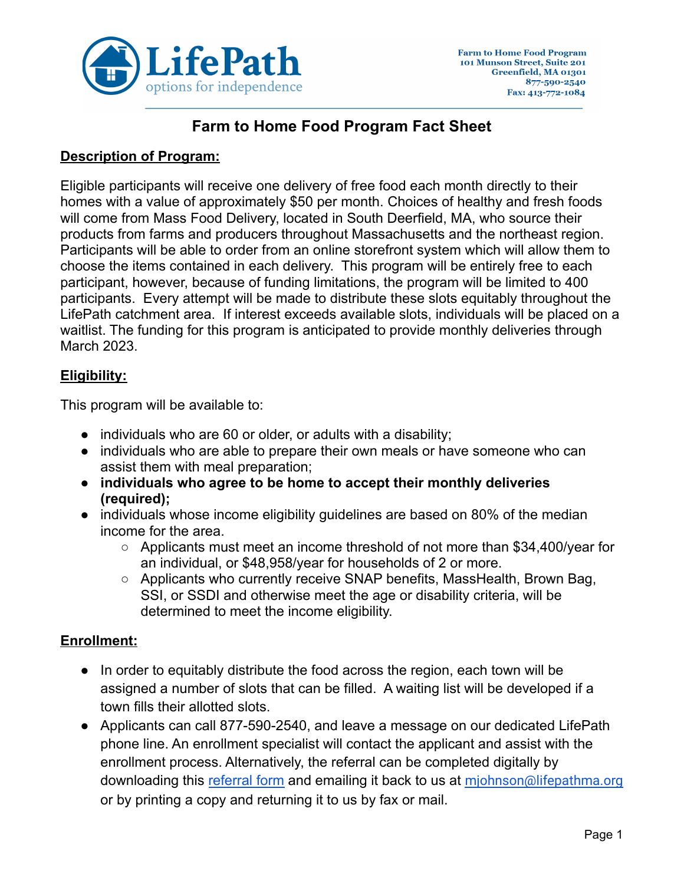LifePath
options for independence

Farm to Home Food Program
101 Munson Street, Suite 201
Greenfield, MA 01301
877-590-2540
Fax: 413-772-1084

# Farm to Home Food Program Fact Sheet

## Description of Program:

Eligible participants will receive one delivery of free food each month directly to their homes with a value of approximately $50 per month. Choices of healthy and fresh foods will come from Mass Food Delivery, located in South Deerfield, MA, who source their products from farms and producers throughout Massachusetts and the northeast region. Participants will be able to order from an online storefront system which will allow them to choose the items contained in each delivery. This program will be entirely free to each participant, however, because of funding limitations, the program will be limited to 400 participants. Every attempt will be made to distribute these slots equitably throughout the LifePath catchment area. If interest exceeds available slots, individuals will be placed on a waitlist. The funding for this program is anticipated to provide monthly deliveries through March 2023.

## Eligibility:

This program will be available to:

- individuals who are 60 or older, or adults with a disability;
- individuals who are able to prepare their own meals or have someone who can assist them with meal preparation;
- **individuals who agree to be home to accept their monthly deliveries (required);**
- individuals whose income eligibility guidelines are based on 80% of the median income for the area.
  - Applicants must meet an income threshold of not more than $34,400/year for an individual, or $48,958/year for households of 2 or more.
  - Applicants who currently receive SNAP benefits, MassHealth, Brown Bag, SSI, or SSDI and otherwise meet the age or disability criteria, will be determined to meet the income eligibility.

## Enrollment:

- In order to equitably distribute the food across the region, each town will be assigned a number of slots that can be filled. A waiting list will be developed if a town fills their allotted slots.
- Applicants can call 877-590-2540, and leave a message on our dedicated LifePath phone line. An enrollment specialist will contact the applicant and assist with the enrollment process. Alternatively, the referral can be completed digitally by downloading this referral form and emailing it back to us at mjohnson@lifepathma.org or by printing a copy and returning it to us by fax or mail.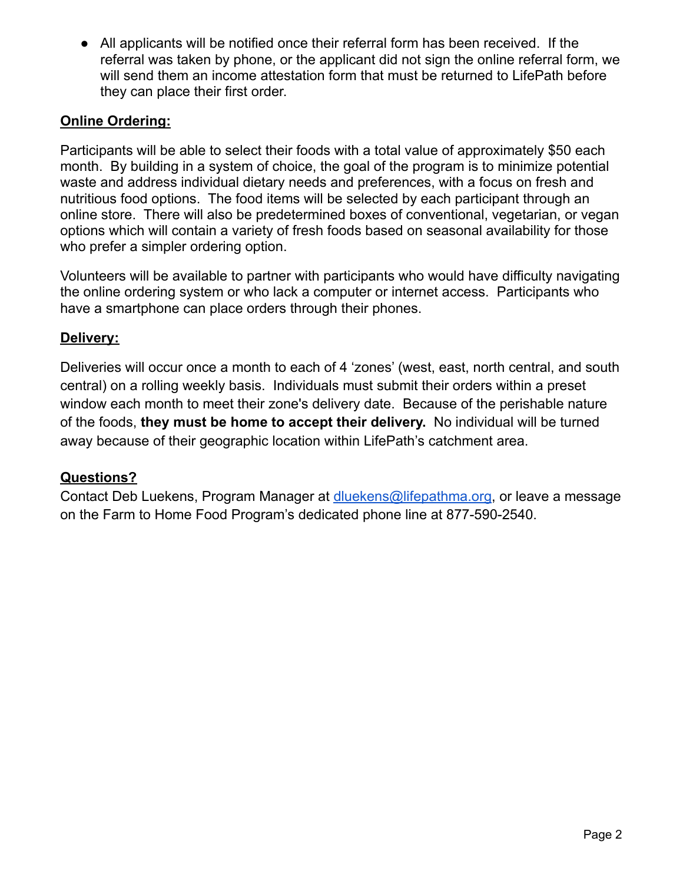- All applicants will be notified once their referral form has been received. If the referral was taken by phone, or the applicant did not sign the online referral form, we will send them an income attestation form that must be returned to LifePath before they can place their first order.

**Online Ordering:**

Participants will be able to select their foods with a total value of approximately $50 each month. By building in a system of choice, the goal of the program is to minimize potential waste and address individual dietary needs and preferences, with a focus on fresh and nutritious food options. The food items will be selected by each participant through an online store. There will also be predetermined boxes of conventional, vegetarian, or vegan options which will contain a variety of fresh foods based on seasonal availability for those who prefer a simpler ordering option.

Volunteers will be available to partner with participants who would have difficulty navigating the online ordering system or who lack a computer or internet access. Participants who have a smartphone can place orders through their phones.

**Delivery:**

Deliveries will occur once a month to each of 4 'zones' (west, east, north central, and south central) on a rolling weekly basis. Individuals must submit their orders within a preset window each month to meet their zone's delivery date. Because of the perishable nature of the foods, **they must be home to accept their delivery.** No individual will be turned away because of their geographic location within LifePath's catchment area.

**Questions?**

Contact Deb Luekens, Program Manager at dluekens@lifepathma.org, or leave a message on the Farm to Home Food Program's dedicated phone line at 877-590-2540.